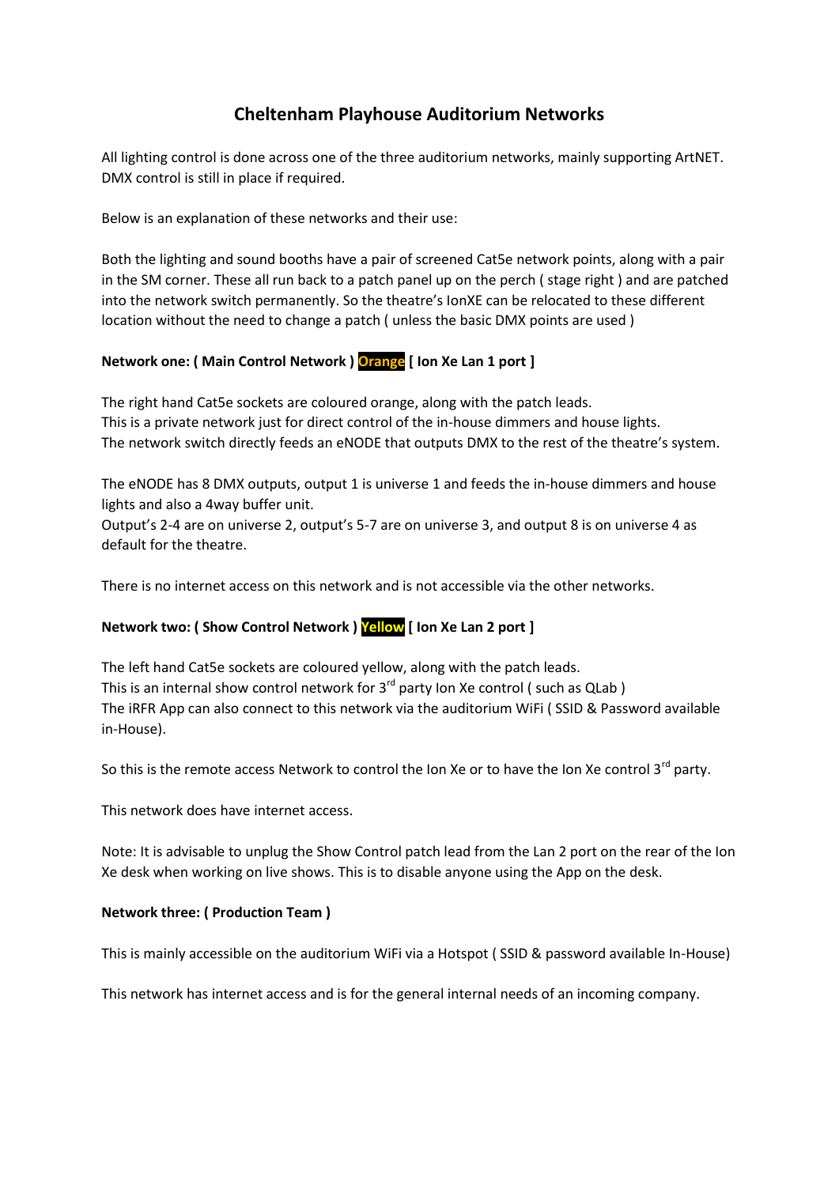# Cheltenham Playhouse Auditorium Networks

All lighting control is done across one of the three auditorium networks, mainly supporting ArtNET. DMX control is still in place if required.

Below is an explanation of these networks and their use:

Both the lighting and sound booths have a pair of screened Cat5e network points, along with a pair in the SM corner. These all run back to a patch panel up on the perch ( stage right ) and are patched into the network switch permanently. So the theatre's IonXE can be relocated to these different location without the need to change a patch ( unless the basic DMX points are used )

**Network one: ( Main Control Network ) Orange [ Ion Xe Lan 1 port ]**

The right hand Cat5e sockets are coloured orange, along with the patch leads.
This is a private network just for direct control of the in-house dimmers and house lights.
The network switch directly feeds an eNODE that outputs DMX to the rest of the theatre's system.

The eNODE has 8 DMX outputs, output 1 is universe 1 and feeds the in-house dimmers and house lights and also a 4way buffer unit.
Output's 2-4 are on universe 2, output's 5-7 are on universe 3, and output 8 is on universe 4 as default for the theatre.

There is no internet access on this network and is not accessible via the other networks.

**Network two: ( Show Control Network ) Yellow [ Ion Xe Lan 2 port ]**

The left hand Cat5e sockets are coloured yellow, along with the patch leads.
This is an internal show control network for 3rd party Ion Xe control ( such as QLab )
The iRFR App can also connect to this network via the auditorium WiFi ( SSID & Password available in-House).

So this is the remote access Network to control the Ion Xe or to have the Ion Xe control 3rd party.

This network does have internet access.

Note: It is advisable to unplug the Show Control patch lead from the Lan 2 port on the rear of the Ion Xe desk when working on live shows. This is to disable anyone using the App on the desk.

**Network three: ( Production Team )**

This is mainly accessible on the auditorium WiFi via a Hotspot ( SSID & password available In-House)

This network has internet access and is for the general internal needs of an incoming company.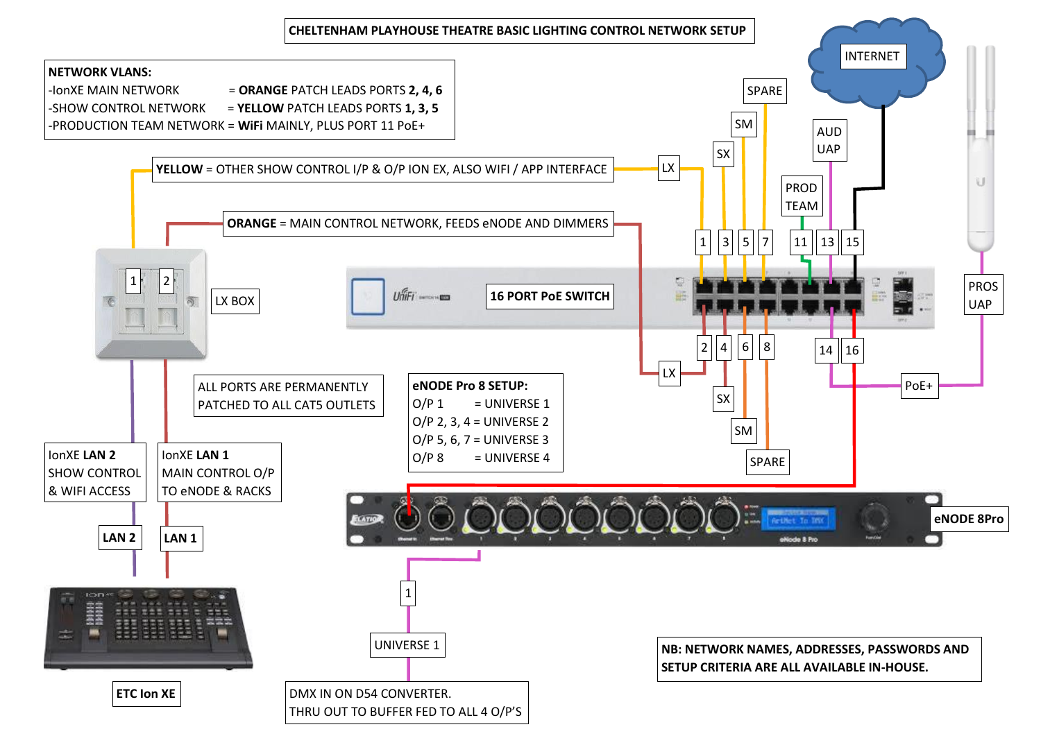# CHELTENHAM PLAYHOUSE THEATRE BASIC LIGHTING CONTROL NETWORK SETUP

**NETWORK VLANS:**
- IonXE MAIN NETWORK = **ORANGE** PATCH LEADS PORTS **2, 4, 6**
- SHOW CONTROL NETWORK = **YELLOW** PATCH LEADS PORTS **1, 3, 5**
- PRODUCTION TEAM NETWORK = **WiFi** MAINLY, PLUS PORT 11 PoE+

**YELLOW** = OTHER SHOW CONTROL I/P & O/P ION EX, ALSO WIFI / APP INTERFACE

**ORANGE** = MAIN CONTROL NETWORK, FEEDS eNODE AND DIMMERS

INTERNET

SPARE

SM

SX

LX

AUD UAP

PROD TEAM

1 3 5 7 11 13 15

**16 PORT PoE SWITCH**

2 4 6 8 14 16

LX

SX

SM

SPARE

PoE+

PROS UAP

LX BOX

1 2

ALL PORTS ARE PERMANENTLY PATCHED TO ALL CAT5 OUTLETS

**eNODE Pro 8 SETUP:**
- O/P 1 = UNIVERSE 1
- O/P 2, 3, 4 = UNIVERSE 2
- O/P 5, 6, 7 = UNIVERSE 3
- O/P 8 = UNIVERSE 4

IonXE **LAN 2**
SHOW CONTROL & WIFI ACCESS

IonXE **LAN 1**
MAIN CONTROL O/P TO eNODE & RACKS

**LAN 2**

**LAN 1**

**eNODE 8Pro**

1

UNIVERSE 1

**ETC Ion XE**

DMX IN ON D54 CONVERTER.
THRU OUT TO BUFFER FED TO ALL 4 O/P'S

**NB: NETWORK NAMES, ADDRESSES, PASSWORDS AND SETUP CRITERIA ARE ALL AVAILABLE IN-HOUSE.**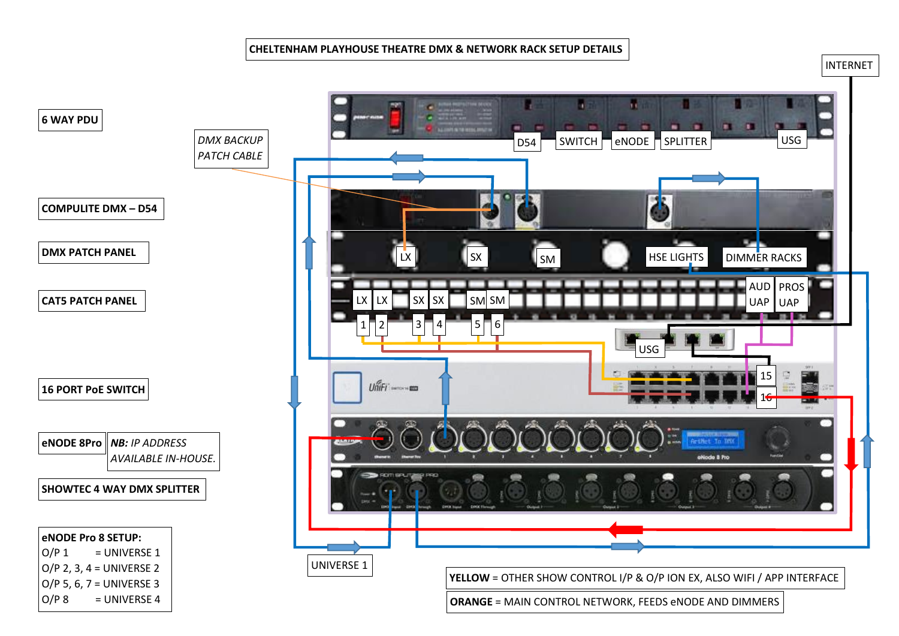# CHELTENHAM PLAYHOUSE THEATRE DMX & NETWORK RACK SETUP DETAILS

INTERNET

6 WAY PDU

D54 SWITCH eNODE SPLITTER USG

*DMX BACKUP PATCH CABLE*

COMPULITE DMX – D54

DMX PATCH PANEL

LX SX SM HSE LIGHTS DIMMER RACKS

CAT5 PATCH PANEL

LX LX SX SX SM SM AUD UAP PROS UAP

1 2 3 4 5 6

USG

15

16

16 PORT PoE SWITCH

eNODE 8Pro *NB: IP ADDRESS AVAILABLE IN-HOUSE.*

SHOWTEC 4 WAY DMX SPLITTER

UNIVERSE 1

**eNODE Pro 8 SETUP:**
O/P 1 = UNIVERSE 1
O/P 2, 3, 4 = UNIVERSE 2
O/P 5, 6, 7 = UNIVERSE 3
O/P 8 = UNIVERSE 4

**YELLOW** = OTHER SHOW CONTROL I/P & O/P ION EX, ALSO WIFI / APP INTERFACE

**ORANGE** = MAIN CONTROL NETWORK, FEEDS eNODE AND DIMMERS